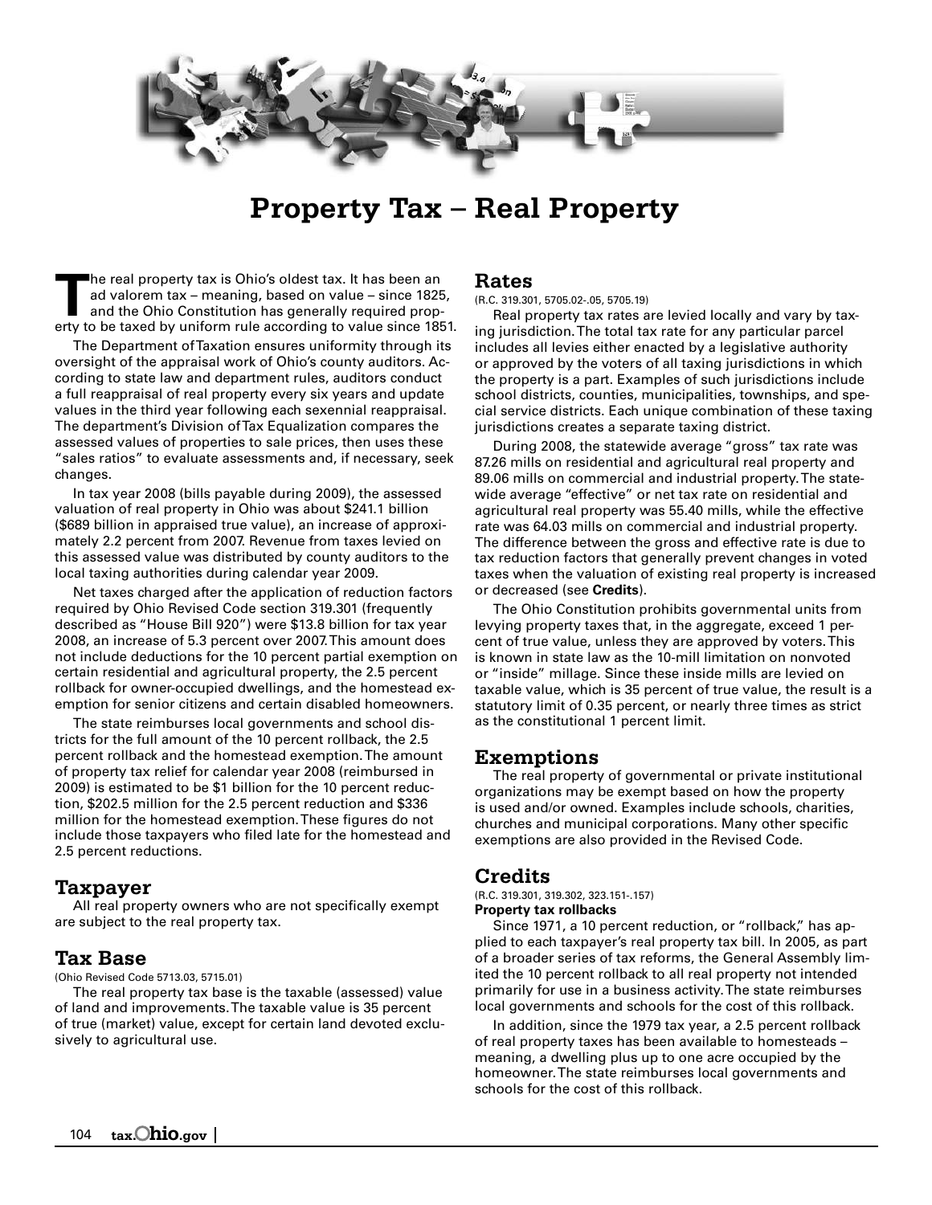# Property Tax – Real Property

The real property tax is Ohio's oldest tax. It has been an ad valorem tax – meaning, based on value – since 1825, and the Ohio Constitution has generally required property to be taxed by uniform rule according to value since 1851.

The Department of Taxation ensures uniformity through its oversight of the appraisal work of Ohio's county auditors. According to state law and department rules, auditors conduct a full reappraisal of real property every six years and update values in the third year following each sexennial reappraisal. The department's Division of Tax Equalization compares the assessed values of properties to sale prices, then uses these "sales ratios" to evaluate assessments and, if necessary, seek changes.

In tax year 2008 (bills payable during 2009), the assessed valuation of real property in Ohio was about $241.1 billion ($689 billion in appraised true value), an increase of approximately 2.2 percent from 2007. Revenue from taxes levied on this assessed value was distributed by county auditors to the local taxing authorities during calendar year 2009.

Net taxes charged after the application of reduction factors required by Ohio Revised Code section 319.301 (frequently described as "House Bill 920") were $13.8 billion for tax year 2008, an increase of 5.3 percent over 2007. This amount does not include deductions for the 10 percent partial exemption on certain residential and agricultural property, the 2.5 percent rollback for owner-occupied dwellings, and the homestead exemption for senior citizens and certain disabled homeowners.

The state reimburses local governments and school districts for the full amount of the 10 percent rollback, the 2.5 percent rollback and the homestead exemption. The amount of property tax relief for calendar year 2008 (reimbursed in 2009) is estimated to be $1 billion for the 10 percent reduction, $202.5 million for the 2.5 percent reduction and $336 million for the homestead exemption. These figures do not include those taxpayers who filed late for the homestead and 2.5 percent reductions.

## Taxpayer

All real property owners who are not specifically exempt are subject to the real property tax.

## Tax Base

(Ohio Revised Code 5713.03, 5715.01)

The real property tax base is the taxable (assessed) value of land and improvements. The taxable value is 35 percent of true (market) value, except for certain land devoted exclusively to agricultural use.

## Rates

(R.C. 319.301, 5705.02-.05, 5705.19)

Real property tax rates are levied locally and vary by taxing jurisdiction. The total tax rate for any particular parcel includes all levies either enacted by a legislative authority or approved by the voters of all taxing jurisdictions in which the property is a part. Examples of such jurisdictions include school districts, counties, municipalities, townships, and special service districts. Each unique combination of these taxing jurisdictions creates a separate taxing district.

During 2008, the statewide average "gross" tax rate was 87.26 mills on residential and agricultural real property and 89.06 mills on commercial and industrial property. The statewide average "effective" or net tax rate on residential and agricultural real property was 55.40 mills, while the effective rate was 64.03 mills on commercial and industrial property. The difference between the gross and effective rate is due to tax reduction factors that generally prevent changes in voted taxes when the valuation of existing real property is increased or decreased (see **Credits**).

The Ohio Constitution prohibits governmental units from levying property taxes that, in the aggregate, exceed 1 percent of true value, unless they are approved by voters. This is known in state law as the 10-mill limitation on nonvoted or "inside" millage. Since these inside mills are levied on taxable value, which is 35 percent of true value, the result is a statutory limit of 0.35 percent, or nearly three times as strict as the constitutional 1 percent limit.

## Exemptions

The real property of governmental or private institutional organizations may be exempt based on how the property is used and/or owned. Examples include schools, charities, churches and municipal corporations. Many other specific exemptions are also provided in the Revised Code.

## Credits

(R.C. 319.301, 319.302, 323.151-.157)

**Property tax rollbacks**

Since 1971, a 10 percent reduction, or "rollback," has applied to each taxpayer's real property tax bill. In 2005, as part of a broader series of tax reforms, the General Assembly limited the 10 percent rollback to all real property not intended primarily for use in a business activity. The state reimburses local governments and schools for the cost of this rollback.

In addition, since the 1979 tax year, a 2.5 percent rollback of real property taxes has been available to homesteads – meaning, a dwelling plus up to one acre occupied by the homeowner. The state reimburses local governments and schools for the cost of this rollback.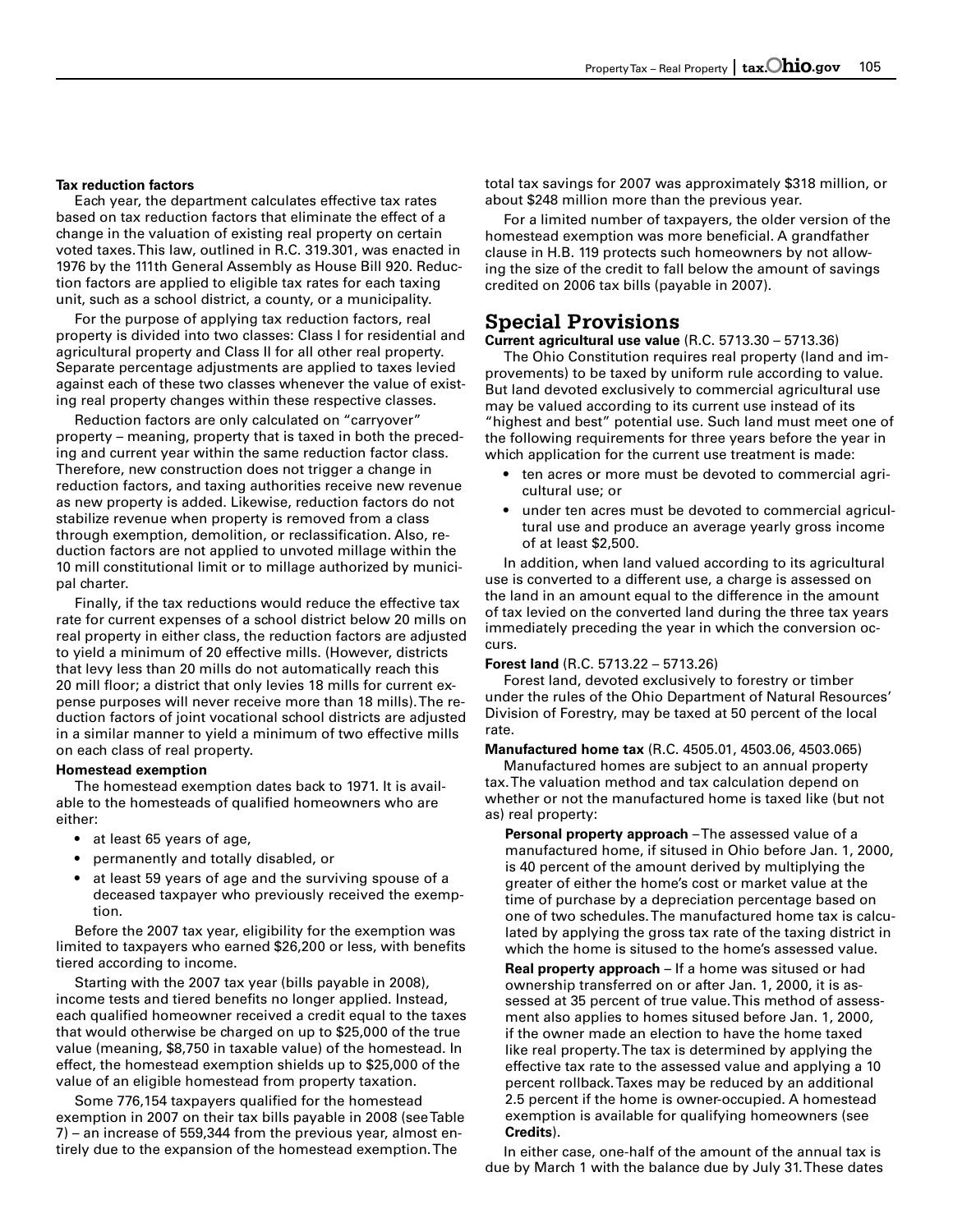**Tax reduction factors**

Each year, the department calculates effective tax rates based on tax reduction factors that eliminate the effect of a change in the valuation of existing real property on certain voted taxes. This law, outlined in R.C. 319.301, was enacted in 1976 by the 111th General Assembly as House Bill 920. Reduction factors are applied to eligible tax rates for each taxing unit, such as a school district, a county, or a municipality.

For the purpose of applying tax reduction factors, real property is divided into two classes: Class I for residential and agricultural property and Class II for all other real property. Separate percentage adjustments are applied to taxes levied against each of these two classes whenever the value of existing real property changes within these respective classes.

Reduction factors are only calculated on "carryover" property – meaning, property that is taxed in both the preceding and current year within the same reduction factor class. Therefore, new construction does not trigger a change in reduction factors, and taxing authorities receive new revenue as new property is added. Likewise, reduction factors do not stabilize revenue when property is removed from a class through exemption, demolition, or reclassification. Also, reduction factors are not applied to unvoted millage within the 10 mill constitutional limit or to millage authorized by municipal charter.

Finally, if the tax reductions would reduce the effective tax rate for current expenses of a school district below 20 mills on real property in either class, the reduction factors are adjusted to yield a minimum of 20 effective mills. (However, districts that levy less than 20 mills do not automatically reach this 20 mill floor; a district that only levies 18 mills for current expense purposes will never receive more than 18 mills). The reduction factors of joint vocational school districts are adjusted in a similar manner to yield a minimum of two effective mills on each class of real property.

**Homestead exemption**

The homestead exemption dates back to 1971. It is available to the homesteads of qualified homeowners who are either:

- at least 65 years of age,
- permanently and totally disabled, or
- at least 59 years of age and the surviving spouse of a deceased taxpayer who previously received the exemption.

Before the 2007 tax year, eligibility for the exemption was limited to taxpayers who earned $26,200 or less, with benefits tiered according to income.

Starting with the 2007 tax year (bills payable in 2008), income tests and tiered benefits no longer applied. Instead, each qualified homeowner received a credit equal to the taxes that would otherwise be charged on up to $25,000 of the true value (meaning, $8,750 in taxable value) of the homestead. In effect, the homestead exemption shields up to $25,000 of the value of an eligible homestead from property taxation.

Some 776,154 taxpayers qualified for the homestead exemption in 2007 on their tax bills payable in 2008 (see Table 7) – an increase of 559,344 from the previous year, almost entirely due to the expansion of the homestead exemption. The total tax savings for 2007 was approximately $318 million, or about $248 million more than the previous year.

For a limited number of taxpayers, the older version of the homestead exemption was more beneficial. A grandfather clause in H.B. 119 protects such homeowners by not allowing the size of the credit to fall below the amount of savings credited on 2006 tax bills (payable in 2007).

## Special Provisions

**Current agricultural use value** (R.C. 5713.30 – 5713.36)

The Ohio Constitution requires real property (land and improvements) to be taxed by uniform rule according to value. But land devoted exclusively to commercial agricultural use may be valued according to its current use instead of its "highest and best" potential use. Such land must meet one of the following requirements for three years before the year in which application for the current use treatment is made:

- ten acres or more must be devoted to commercial agricultural use; or
- under ten acres must be devoted to commercial agricultural use and produce an average yearly gross income of at least $2,500.

In addition, when land valued according to its agricultural use is converted to a different use, a charge is assessed on the land in an amount equal to the difference in the amount of tax levied on the converted land during the three tax years immediately preceding the year in which the conversion occurs.

**Forest land** (R.C. 5713.22 – 5713.26)

Forest land, devoted exclusively to forestry or timber under the rules of the Ohio Department of Natural Resources' Division of Forestry, may be taxed at 50 percent of the local rate.

**Manufactured home tax** (R.C. 4505.01, 4503.06, 4503.065)

Manufactured homes are subject to an annual property tax. The valuation method and tax calculation depend on whether or not the manufactured home is taxed like (but not as) real property:

**Personal property approach** – The assessed value of a manufactured home, if sitused in Ohio before Jan. 1, 2000, is 40 percent of the amount derived by multiplying the greater of either the home's cost or market value at the time of purchase by a depreciation percentage based on one of two schedules. The manufactured home tax is calculated by applying the gross tax rate of the taxing district in which the home is sitused to the home's assessed value.

**Real property approach** – If a home was sitused or had ownership transferred on or after Jan. 1, 2000, it is assessed at 35 percent of true value. This method of assessment also applies to homes sitused before Jan. 1, 2000, if the owner made an election to have the home taxed like real property. The tax is determined by applying the effective tax rate to the assessed value and applying a 10 percent rollback. Taxes may be reduced by an additional 2.5 percent if the home is owner-occupied. A homestead exemption is available for qualifying homeowners (see **Credits**).

In either case, one-half of the amount of the annual tax is due by March 1 with the balance due by July 31. These dates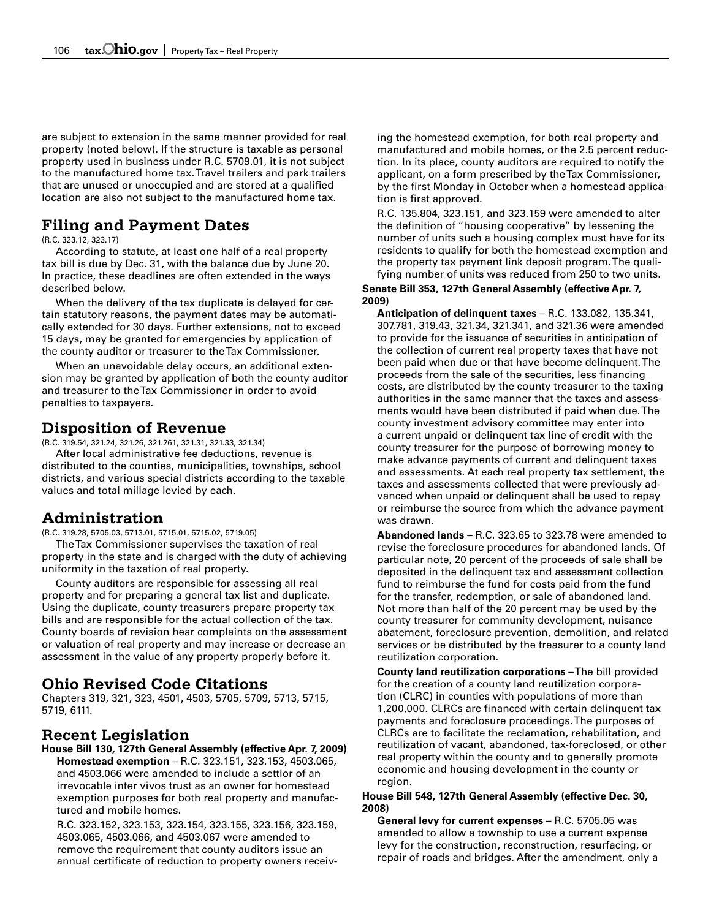are subject to extension in the same manner provided for real property (noted below). If the structure is taxable as personal property used in business under R.C. 5709.01, it is not subject to the manufactured home tax. Travel trailers and park trailers that are unused or unoccupied and are stored at a qualified location are also not subject to the manufactured home tax.

## Filing and Payment Dates

(R.C. 323.12, 323.17)

According to statute, at least one half of a real property tax bill is due by Dec. 31, with the balance due by June 20. In practice, these deadlines are often extended in the ways described below.

When the delivery of the tax duplicate is delayed for certain statutory reasons, the payment dates may be automatically extended for 30 days. Further extensions, not to exceed 15 days, may be granted for emergencies by application of the county auditor or treasurer to the Tax Commissioner.

When an unavoidable delay occurs, an additional extension may be granted by application of both the county auditor and treasurer to the Tax Commissioner in order to avoid penalties to taxpayers.

## Disposition of Revenue

(R.C. 319.54, 321.24, 321.26, 321.261, 321.31, 321.33, 321.34)

After local administrative fee deductions, revenue is distributed to the counties, municipalities, townships, school districts, and various special districts according to the taxable values and total millage levied by each.

## Administration

(R.C. 319.28, 5705.03, 5713.01, 5715.01, 5715.02, 5719.05)

The Tax Commissioner supervises the taxation of real property in the state and is charged with the duty of achieving uniformity in the taxation of real property.

County auditors are responsible for assessing all real property and for preparing a general tax list and duplicate. Using the duplicate, county treasurers prepare property tax bills and are responsible for the actual collection of the tax. County boards of revision hear complaints on the assessment or valuation of real property and may increase or decrease an assessment in the value of any property properly before it.

## Ohio Revised Code Citations

Chapters 319, 321, 323, 4501, 4503, 5705, 5709, 5713, 5715, 5719, 6111.

## Recent Legislation

**House Bill 130, 127th General Assembly (effective Apr. 7, 2009)**

**Homestead exemption** – R.C. 323.151, 323.153, 4503.065, and 4503.066 were amended to include a settlor of an irrevocable inter vivos trust as an owner for homestead exemption purposes for both real property and manufactured and mobile homes.

R.C. 323.152, 323.153, 323.154, 323.155, 323.156, 323.159, 4503.065, 4503.066, and 4503.067 were amended to remove the requirement that county auditors issue an annual certificate of reduction to property owners receiving the homestead exemption, for both real property and manufactured and mobile homes, or the 2.5 percent reduction. In its place, county auditors are required to notify the applicant, on a form prescribed by the Tax Commissioner, by the first Monday in October when a homestead application is first approved.

R.C. 135.804, 323.151, and 323.159 were amended to alter the definition of "housing cooperative" by lessening the number of units such a housing complex must have for its residents to qualify for both the homestead exemption and the property tax payment link deposit program. The qualifying number of units was reduced from 250 to two units.

**Senate Bill 353, 127th General Assembly (effective Apr. 7, 2009)**

**Anticipation of delinquent taxes** – R.C. 133.082, 135.341, 307.781, 319.43, 321.34, 321.341, and 321.36 were amended to provide for the issuance of securities in anticipation of the collection of current real property taxes that have not been paid when due or that have become delinquent. The proceeds from the sale of the securities, less financing costs, are distributed by the county treasurer to the taxing authorities in the same manner that the taxes and assessments would have been distributed if paid when due. The county investment advisory committee may enter into a current unpaid or delinquent tax line of credit with the county treasurer for the purpose of borrowing money to make advance payments of current and delinquent taxes and assessments. At each real property tax settlement, the taxes and assessments collected that were previously advanced when unpaid or delinquent shall be used to repay or reimburse the source from which the advance payment was drawn.

**Abandoned lands** – R.C. 323.65 to 323.78 were amended to revise the foreclosure procedures for abandoned lands. Of particular note, 20 percent of the proceeds of sale shall be deposited in the delinquent tax and assessment collection fund to reimburse the fund for costs paid from the fund for the transfer, redemption, or sale of abandoned land. Not more than half of the 20 percent may be used by the county treasurer for community development, nuisance abatement, foreclosure prevention, demolition, and related services or be distributed by the treasurer to a county land reutilization corporation.

**County land reutilization corporations** – The bill provided for the creation of a county land reutilization corporation (CLRC) in counties with populations of more than 1,200,000. CLRCs are financed with certain delinquent tax payments and foreclosure proceedings. The purposes of CLRCs are to facilitate the reclamation, rehabilitation, and reutilization of vacant, abandoned, tax-foreclosed, or other real property within the county and to generally promote economic and housing development in the county or region.

**House Bill 548, 127th General Assembly (effective Dec. 30, 2008)**

**General levy for current expenses** – R.C. 5705.05 was amended to allow a township to use a current expense levy for the construction, reconstruction, resurfacing, or repair of roads and bridges. After the amendment, only a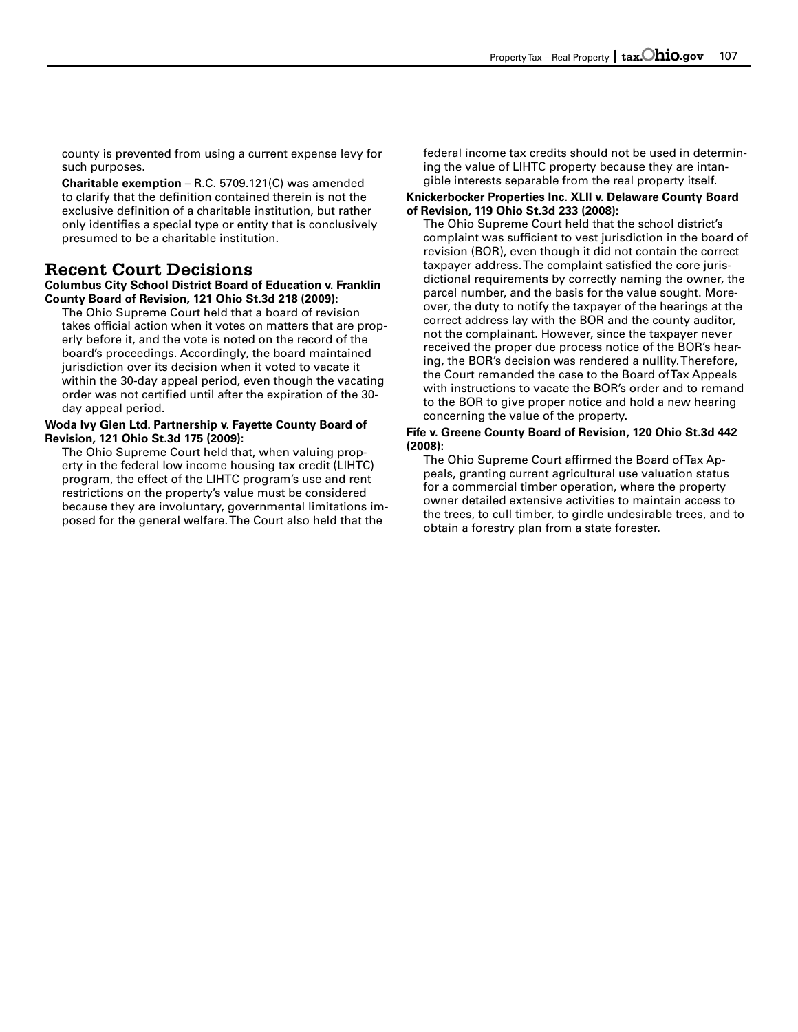county is prevented from using a current expense levy for such purposes.

**Charitable exemption** – R.C. 5709.121(C) was amended to clarify that the definition contained therein is not the exclusive definition of a charitable institution, but rather only identifies a special type or entity that is conclusively presumed to be a charitable institution.

## Recent Court Decisions

**Columbus City School District Board of Education v. Franklin County Board of Revision, 121 Ohio St.3d 218 (2009):**

The Ohio Supreme Court held that a board of revision takes official action when it votes on matters that are properly before it, and the vote is noted on the record of the board's proceedings. Accordingly, the board maintained jurisdiction over its decision when it voted to vacate it within the 30-day appeal period, even though the vacating order was not certified until after the expiration of the 30-day appeal period.

**Woda Ivy Glen Ltd. Partnership v. Fayette County Board of Revision, 121 Ohio St.3d 175 (2009):**

The Ohio Supreme Court held that, when valuing property in the federal low income housing tax credit (LIHTC) program, the effect of the LIHTC program's use and rent restrictions on the property's value must be considered because they are involuntary, governmental limitations imposed for the general welfare. The Court also held that the federal income tax credits should not be used in determining the value of LIHTC property because they are intangible interests separable from the real property itself.

**Knickerbocker Properties Inc. XLII v. Delaware County Board of Revision, 119 Ohio St.3d 233 (2008):**

The Ohio Supreme Court held that the school district's complaint was sufficient to vest jurisdiction in the board of revision (BOR), even though it did not contain the correct taxpayer address. The complaint satisfied the core jurisdictional requirements by correctly naming the owner, the parcel number, and the basis for the value sought. Moreover, the duty to notify the taxpayer of the hearings at the correct address lay with the BOR and the county auditor, not the complainant. However, since the taxpayer never received the proper due process notice of the BOR's hearing, the BOR's decision was rendered a nullity. Therefore, the Court remanded the case to the Board of Tax Appeals with instructions to vacate the BOR's order and to remand to the BOR to give proper notice and hold a new hearing concerning the value of the property.

**Fife v. Greene County Board of Revision, 120 Ohio St.3d 442 (2008):**

The Ohio Supreme Court affirmed the Board of Tax Appeals, granting current agricultural use valuation status for a commercial timber operation, where the property owner detailed extensive activities to maintain access to the trees, to cull timber, to girdle undesirable trees, and to obtain a forestry plan from a state forester.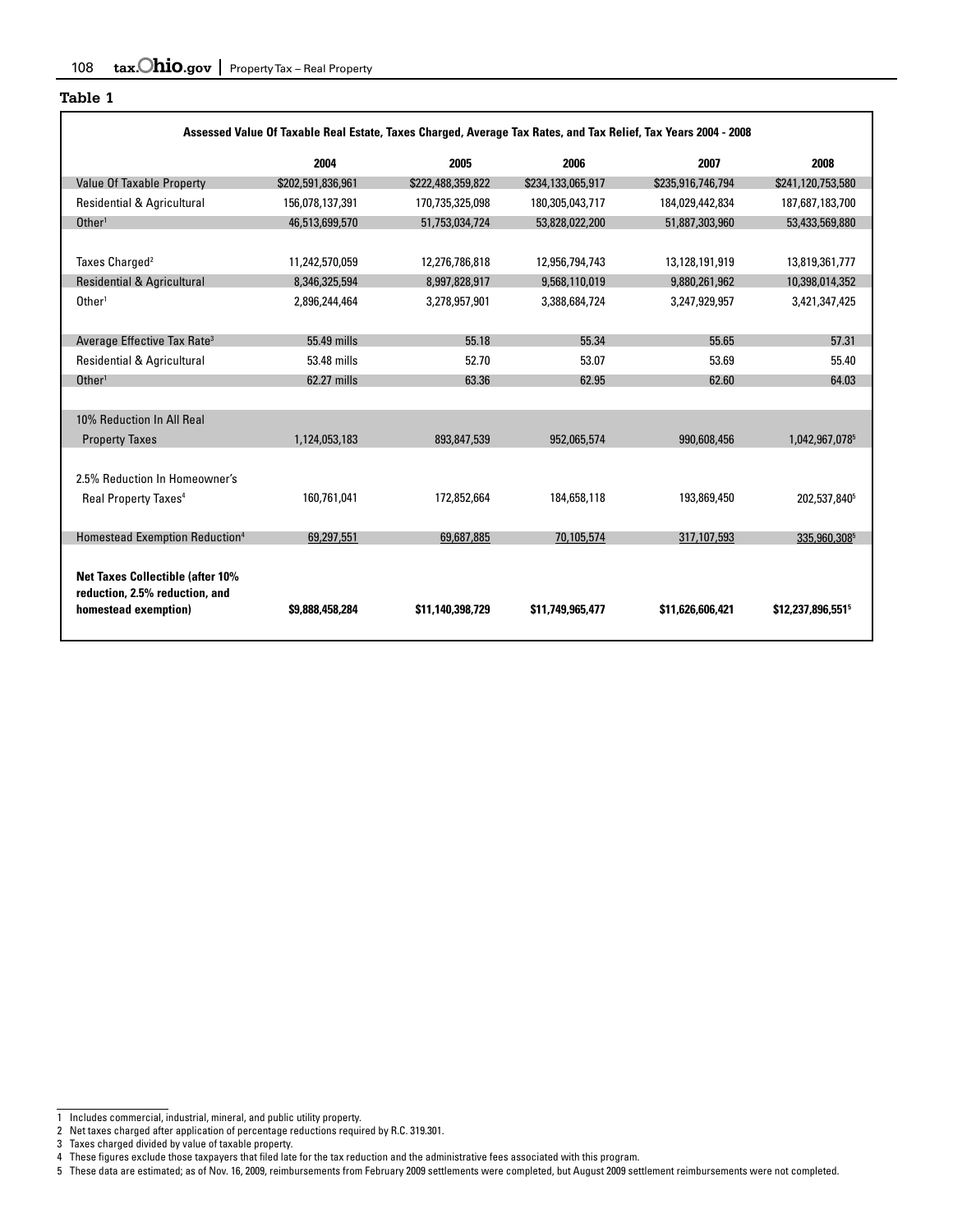**Table 1**

| Assessed Value Of Taxable Real Estate, Taxes Charged, Average Tax Rates, and Tax Relief, Tax Years 2004 - 2008 | | | | | |
|---|---|---|---|---|---|
| | 2004 | 2005 | 2006 | 2007 | 2008 |
| Value Of Taxable Property | $202,591,836,961 | $222,488,359,822 | $234,133,065,917 | $235,916,746,794 | $241,120,753,580 |
| Residential & Agricultural | 156,078,137,391 | 170,735,325,098 | 180,305,043,717 | 184,029,442,834 | 187,687,183,700 |
| Other[1] | 46,513,699,570 | 51,753,034,724 | 53,828,022,200 | 51,887,303,960 | 53,433,569,880 |
| Taxes Charged[2] | 11,242,570,059 | 12,276,786,818 | 12,956,794,743 | 13,128,191,919 | 13,819,361,777 |
| Residential & Agricultural | 8,346,325,594 | 8,997,828,917 | 9,568,110,019 | 9,880,261,962 | 10,398,014,352 |
| Other[1] | 2,896,244,464 | 3,278,957,901 | 3,388,684,724 | 3,247,929,957 | 3,421,347,425 |
| Average Effective Tax Rate[3] | 55.49 mills | 55.18 | 55.34 | 55.65 | 57.31 |
| Residential & Agricultural | 53.48 mills | 52.70 | 53.07 | 53.69 | 55.40 |
| Other[1] | 62.27 mills | 63.36 | 62.95 | 62.60 | 64.03 |
| 10% Reduction In All Real Property Taxes | 1,124,053,183 | 893,847,539 | 952,065,574 | 990,608,456 | 1,042,967,078[5] |
| 2.5% Reduction In Homeowner's Real Property Taxes[4] | 160,761,041 | 172,852,664 | 184,658,118 | 193,869,450 | 202,537,840[5] |
| Homestead Exemption Reduction[4] | 69,297,551 | 69,687,885 | 70,105,574 | 317,107,593 | 335,960,308[5] |
| **Net Taxes Collectible (after 10% reduction, 2.5% reduction, and homestead exemption)** | **$9,888,458,284** | **$11,140,398,729** | **$11,749,965,477** | **$11,626,606,421** | **$12,237,896,551**[5] |

1 Includes commercial, industrial, mineral, and public utility property.

2 Net taxes charged after application of percentage reductions required by R.C. 319.301.

3 Taxes charged divided by value of taxable property.

4 These figures exclude those taxpayers that filed late for the tax reduction and the administrative fees associated with this program.

5 These data are estimated; as of Nov. 16, 2009, reimbursements from February 2009 settlements were completed, but August 2009 settlement reimbursements were not completed.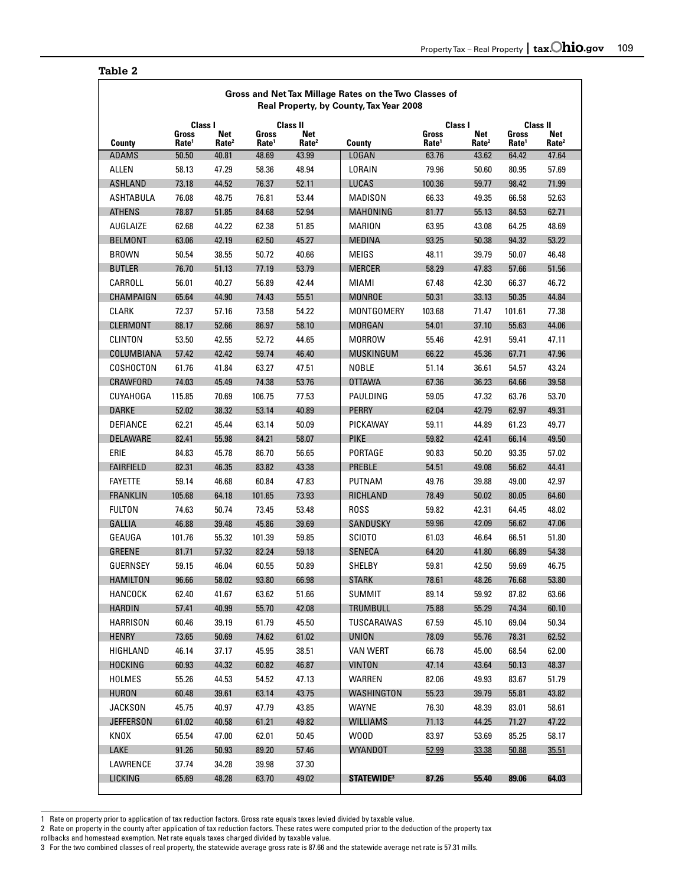**Table 2**

**Gross and Net Tax Millage Rates on the Two Classes of Real Property, by County, Tax Year 2008**

| County | Class I | | Class II | | County | Class I | | Class II | |
|---|---|---|---|---|---|---|---|---|---|
| | Gross Rate[1] | Net Rate[2] | Gross Rate[1] | Net Rate[2] | | Gross Rate[1] | Net Rate[2] | Gross Rate[1] | Net Rate[2] |
| ADAMS | 50.50 | 40.81 | 48.69 | 43.99 | LOGAN | 63.76 | 43.62 | 64.42 | 47.64 |
| ALLEN | 58.13 | 47.29 | 58.36 | 48.94 | LORAIN | 79.96 | 50.60 | 80.95 | 57.69 |
| ASHLAND | 73.18 | 44.52 | 76.37 | 52.11 | LUCAS | 100.36 | 59.77 | 98.42 | 71.99 |
| ASHTABULA | 76.08 | 48.75 | 76.81 | 53.44 | MADISON | 66.33 | 49.35 | 66.58 | 52.63 |
| ATHENS | 78.87 | 51.85 | 84.68 | 52.94 | MAHONING | 81.77 | 55.13 | 84.53 | 62.71 |
| AUGLAIZE | 62.68 | 44.22 | 62.38 | 51.85 | MARION | 63.95 | 43.08 | 64.25 | 48.69 |
| BELMONT | 63.06 | 42.19 | 62.50 | 45.27 | MEDINA | 93.25 | 50.38 | 94.32 | 53.22 |
| BROWN | 50.54 | 38.55 | 50.72 | 40.66 | MEIGS | 48.11 | 39.79 | 50.07 | 46.48 |
| BUTLER | 76.70 | 51.13 | 77.19 | 53.79 | MERCER | 58.29 | 47.83 | 57.66 | 51.56 |
| CARROLL | 56.01 | 40.27 | 56.89 | 42.44 | MIAMI | 67.48 | 42.30 | 66.37 | 46.72 |
| CHAMPAIGN | 65.64 | 44.90 | 74.43 | 55.51 | MONROE | 50.31 | 33.13 | 50.35 | 44.84 |
| CLARK | 72.37 | 57.16 | 73.58 | 54.22 | MONTGOMERY | 103.68 | 71.47 | 101.61 | 77.38 |
| CLERMONT | 88.17 | 52.66 | 86.97 | 58.10 | MORGAN | 54.01 | 37.10 | 55.63 | 44.06 |
| CLINTON | 53.50 | 42.55 | 52.72 | 44.65 | MORROW | 55.46 | 42.91 | 59.41 | 47.11 |
| COLUMBIANA | 57.42 | 42.42 | 59.74 | 46.40 | MUSKINGUM | 66.22 | 45.36 | 67.71 | 47.96 |
| COSHOCTON | 61.76 | 41.84 | 63.27 | 47.51 | NOBLE | 51.14 | 36.61 | 54.57 | 43.24 |
| CRAWFORD | 74.03 | 45.49 | 74.38 | 53.76 | OTTAWA | 67.36 | 36.23 | 64.66 | 39.58 |
| CUYAHOGA | 115.85 | 70.69 | 106.75 | 77.53 | PAULDING | 59.05 | 47.32 | 63.76 | 53.70 |
| DARKE | 52.02 | 38.32 | 53.14 | 40.89 | PERRY | 62.04 | 42.79 | 62.97 | 49.31 |
| DEFIANCE | 62.21 | 45.44 | 63.14 | 50.09 | PICKAWAY | 59.11 | 44.89 | 61.23 | 49.77 |
| DELAWARE | 82.41 | 55.98 | 84.21 | 58.07 | PIKE | 59.82 | 42.41 | 66.14 | 49.50 |
| ERIE | 84.83 | 45.78 | 86.70 | 56.65 | PORTAGE | 90.83 | 50.20 | 93.35 | 57.02 |
| FAIRFIELD | 82.31 | 46.35 | 83.82 | 43.38 | PREBLE | 54.51 | 49.08 | 56.62 | 44.41 |
| FAYETTE | 59.14 | 46.68 | 60.84 | 47.83 | PUTNAM | 49.76 | 39.88 | 49.00 | 42.97 |
| FRANKLIN | 105.68 | 64.18 | 101.65 | 73.93 | RICHLAND | 78.49 | 50.02 | 80.05 | 64.60 |
| FULTON | 74.63 | 50.74 | 73.45 | 53.48 | ROSS | 59.82 | 42.31 | 64.45 | 48.02 |
| GALLIA | 46.88 | 39.48 | 45.86 | 39.69 | SANDUSKY | 59.96 | 42.09 | 56.62 | 47.06 |
| GEAUGA | 101.76 | 55.32 | 101.39 | 59.85 | SCIOTO | 61.03 | 46.64 | 66.51 | 51.80 |
| GREENE | 81.71 | 57.32 | 82.24 | 59.18 | SENECA | 64.20 | 41.80 | 66.89 | 54.38 |
| GUERNSEY | 59.15 | 46.04 | 60.55 | 50.89 | SHELBY | 59.81 | 42.50 | 59.69 | 46.75 |
| HAMILTON | 96.66 | 58.02 | 93.80 | 66.98 | STARK | 78.61 | 48.26 | 76.68 | 53.80 |
| HANCOCK | 62.40 | 41.67 | 63.62 | 51.66 | SUMMIT | 89.14 | 59.92 | 87.82 | 63.66 |
| HARDIN | 57.41 | 40.99 | 55.70 | 42.08 | TRUMBULL | 75.88 | 55.29 | 74.34 | 60.10 |
| HARRISON | 60.46 | 39.19 | 61.79 | 45.50 | TUSCARAWAS | 67.59 | 45.10 | 69.04 | 50.34 |
| HENRY | 73.65 | 50.69 | 74.62 | 61.02 | UNION | 78.09 | 55.76 | 78.31 | 62.52 |
| HIGHLAND | 46.14 | 37.17 | 45.95 | 38.51 | VAN WERT | 66.78 | 45.00 | 68.54 | 62.00 |
| HOCKING | 60.93 | 44.32 | 60.82 | 46.87 | VINTON | 47.14 | 43.64 | 50.13 | 48.37 |
| HOLMES | 55.26 | 44.53 | 54.52 | 47.13 | WARREN | 82.06 | 49.93 | 83.67 | 51.79 |
| HURON | 60.48 | 39.61 | 63.14 | 43.75 | WASHINGTON | 55.23 | 39.79 | 55.81 | 43.82 |
| JACKSON | 45.75 | 40.97 | 47.79 | 43.85 | WAYNE | 76.30 | 48.39 | 83.01 | 58.61 |
| JEFFERSON | 61.02 | 40.58 | 61.21 | 49.82 | WILLIAMS | 71.13 | 44.25 | 71.27 | 47.22 |
| KNOX | 65.54 | 47.00 | 62.01 | 50.45 | WOOD | 83.97 | 53.69 | 85.25 | 58.17 |
| LAKE | 91.26 | 50.93 | 89.20 | 57.46 | WYANDOT | 52.99 | 33.38 | 50.88 | 35.51 |
| LAWRENCE | 37.74 | 34.28 | 39.98 | 37.30 | | | | | |
| LICKING | 65.69 | 48.28 | 63.70 | 49.02 | **STATEWIDE[3]** | **87.26** | **55.40** | **89.06** | **64.03** |

1 Rate on property prior to application of tax reduction factors. Gross rate equals taxes levied divided by taxable value.

2 Rate on property in the county after application of tax reduction factors. These rates were computed prior to the deduction of the property tax rollbacks and homestead exemption. Net rate equals taxes charged divided by taxable value.

3 For the two combined classes of real property, the statewide average gross rate is 87.66 and the statewide average net rate is 57.31 mills.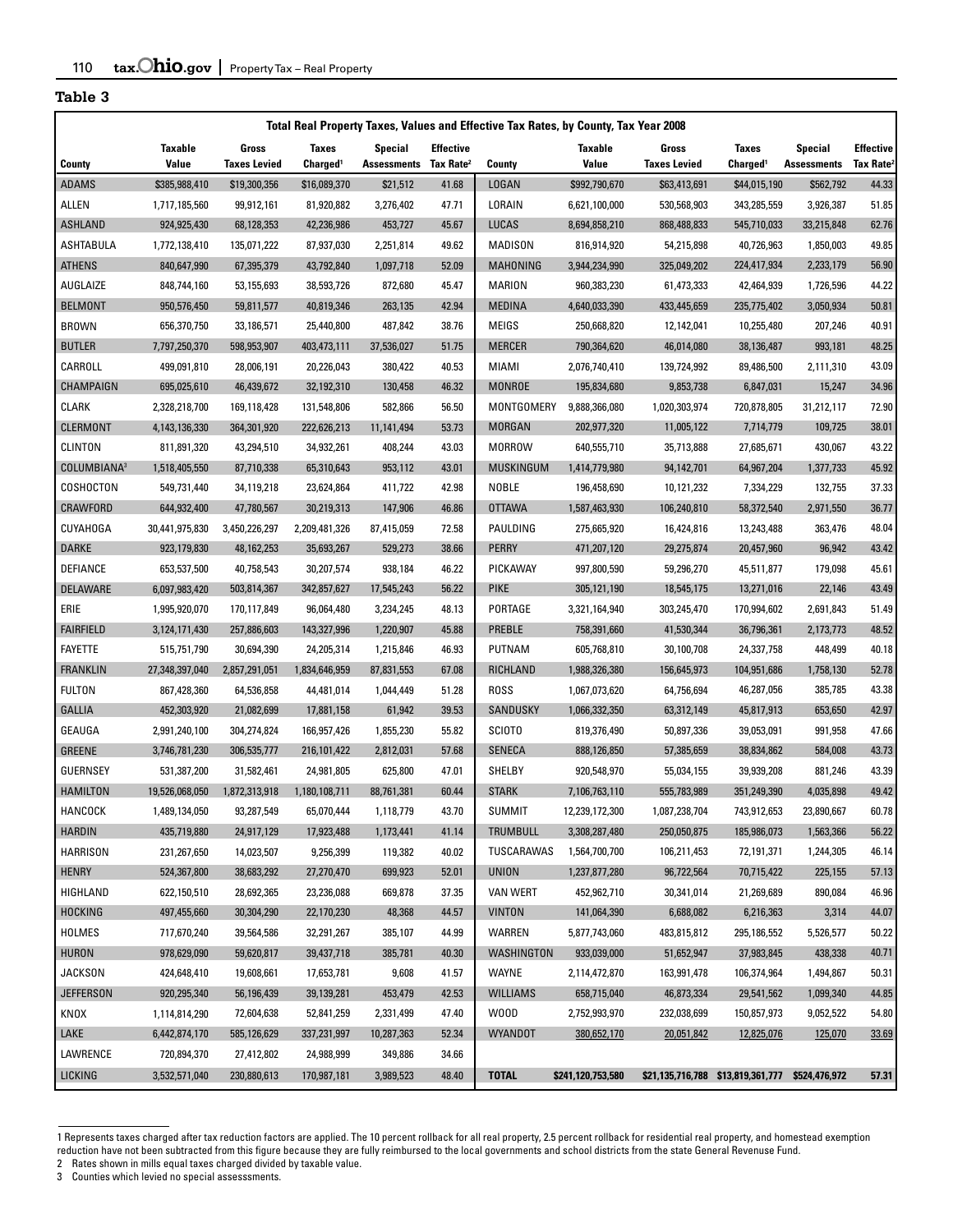## Table 3

| Total Real Property Taxes, Values and Effective Tax Rates, by County, Tax Year 2008 | | | | | | | | | | | |
|---|---|---|---|---|---|---|---|---|---|---|---|
| County | Taxable Value | Gross Taxes Levied | Taxes Charged[1] | Special Assessments | Effective Tax Rate[2] | County | Taxable Value | Gross Taxes Levied | Taxes Charged[1] | Special Assessments | Effective Tax Rate[2] |
| ADAMS | $385,988,410 | $19,300,356 | $16,089,370 | $21,512 | 41.68 | LOGAN | $992,790,670 | $63,413,691 | $44,015,190 | $562,792 | 44.33 |
| ALLEN | 1,717,185,560 | 99,912,161 | 81,920,882 | 3,276,402 | 47.71 | LORAIN | 6,621,100,000 | 530,568,903 | 343,285,559 | 3,926,387 | 51.85 |
| ASHLAND | 924,925,430 | 68,128,353 | 42,236,986 | 453,727 | 45.67 | LUCAS | 8,694,858,210 | 868,488,833 | 545,710,033 | 33,215,848 | 62.76 |
| ASHTABULA | 1,772,138,410 | 135,071,222 | 87,937,030 | 2,251,814 | 49.62 | MADISON | 816,914,920 | 54,215,898 | 40,726,963 | 1,850,003 | 49.85 |
| ATHENS | 840,647,990 | 67,395,379 | 43,792,840 | 1,097,718 | 52.09 | MAHONING | 3,944,234,990 | 325,049,202 | 224,417,934 | 2,233,179 | 56.90 |
| AUGLAIZE | 848,744,160 | 53,155,693 | 38,593,726 | 872,680 | 45.47 | MARION | 960,383,230 | 61,473,333 | 42,464,939 | 1,726,596 | 44.22 |
| BELMONT | 950,576,450 | 59,811,577 | 40,819,346 | 263,135 | 42.94 | MEDINA | 4,640,033,390 | 433,445,659 | 235,775,402 | 3,050,934 | 50.81 |
| BROWN | 656,370,750 | 33,186,571 | 25,440,800 | 487,842 | 38.76 | MEIGS | 250,668,820 | 12,142,041 | 10,255,480 | 207,246 | 40.91 |
| BUTLER | 7,797,250,370 | 598,953,907 | 403,473,111 | 37,536,027 | 51.75 | MERCER | 790,364,620 | 46,014,080 | 38,136,487 | 993,181 | 48.25 |
| CARROLL | 499,091,810 | 28,006,191 | 20,226,043 | 380,422 | 40.53 | MIAMI | 2,076,740,410 | 139,724,992 | 89,486,500 | 2,111,310 | 43.09 |
| CHAMPAIGN | 695,025,610 | 46,439,672 | 32,192,310 | 130,458 | 46.32 | MONROE | 195,834,680 | 9,853,738 | 6,847,031 | 15,247 | 34.96 |
| CLARK | 2,328,218,700 | 169,118,428 | 131,548,806 | 582,866 | 56.50 | MONTGOMERY | 9,888,366,080 | 1,020,303,974 | 720,878,805 | 31,212,117 | 72.90 |
| CLERMONT | 4,143,136,330 | 364,301,920 | 222,626,213 | 11,141,494 | 53.73 | MORGAN | 202,977,320 | 11,005,122 | 7,714,779 | 109,725 | 38.01 |
| CLINTON | 811,891,320 | 43,294,510 | 34,932,261 | 408,244 | 43.03 | MORROW | 640,555,710 | 35,713,888 | 27,685,671 | 430,067 | 43.22 |
| COLUMBIANA[3] | 1,518,405,550 | 87,710,338 | 65,310,643 | 953,112 | 43.01 | MUSKINGUM | 1,414,779,980 | 94,142,701 | 64,967,204 | 1,377,733 | 45.92 |
| COSHOCTON | 549,731,440 | 34,119,218 | 23,624,864 | 411,722 | 42.98 | NOBLE | 196,458,690 | 10,121,232 | 7,334,229 | 132,755 | 37.33 |
| CRAWFORD | 644,932,400 | 47,780,567 | 30,219,313 | 147,906 | 46.86 | OTTAWA | 1,587,463,930 | 106,240,810 | 58,372,540 | 2,971,550 | 36.77 |
| CUYAHOGA | 30,441,975,830 | 3,450,226,297 | 2,209,481,326 | 87,415,059 | 72.58 | PAULDING | 275,665,920 | 16,424,816 | 13,243,488 | 363,476 | 48.04 |
| DARKE | 923,179,830 | 48,162,253 | 35,693,267 | 529,273 | 38.66 | PERRY | 471,207,120 | 29,275,874 | 20,457,960 | 96,942 | 43.42 |
| DEFIANCE | 653,537,500 | 40,758,543 | 30,207,574 | 938,184 | 46.22 | PICKAWAY | 997,800,590 | 59,296,270 | 45,511,877 | 179,098 | 45.61 |
| DELAWARE | 6,097,983,420 | 503,814,367 | 342,857,627 | 17,545,243 | 56.22 | PIKE | 305,121,190 | 18,545,175 | 13,271,016 | 22,146 | 43.49 |
| ERIE | 1,995,920,070 | 170,117,849 | 96,064,480 | 3,234,245 | 48.13 | PORTAGE | 3,321,164,940 | 303,245,470 | 170,994,602 | 2,691,843 | 51.49 |
| FAIRFIELD | 3,124,171,430 | 257,886,603 | 143,327,996 | 1,220,907 | 45.88 | PREBLE | 758,391,660 | 41,530,344 | 36,796,361 | 2,173,773 | 48.52 |
| FAYETTE | 515,751,790 | 30,694,390 | 24,205,314 | 1,215,846 | 46.93 | PUTNAM | 605,768,810 | 30,100,708 | 24,337,758 | 448,499 | 40.18 |
| FRANKLIN | 27,348,397,040 | 2,857,291,051 | 1,834,646,959 | 87,831,553 | 67.08 | RICHLAND | 1,988,326,380 | 156,645,973 | 104,951,686 | 1,758,130 | 52.78 |
| FULTON | 867,428,360 | 64,536,858 | 44,481,014 | 1,044,449 | 51.28 | ROSS | 1,067,073,620 | 64,756,694 | 46,287,056 | 385,785 | 43.38 |
| GALLIA | 452,303,920 | 21,082,699 | 17,881,158 | 61,942 | 39.53 | SANDUSKY | 1,066,332,350 | 63,312,149 | 45,817,913 | 653,650 | 42.97 |
| GEAUGA | 2,991,240,100 | 304,274,824 | 166,957,426 | 1,855,230 | 55.82 | SCIOTO | 819,376,490 | 50,897,336 | 39,053,091 | 991,958 | 47.66 |
| GREENE | 3,746,781,230 | 306,535,777 | 216,101,422 | 2,812,031 | 57.68 | SENECA | 888,126,850 | 57,385,659 | 38,834,862 | 584,008 | 43.73 |
| GUERNSEY | 531,387,200 | 31,582,461 | 24,981,805 | 625,800 | 47.01 | SHELBY | 920,548,970 | 55,034,155 | 39,939,208 | 881,246 | 43.39 |
| HAMILTON | 19,526,068,050 | 1,872,313,918 | 1,180,108,711 | 88,761,381 | 60.44 | STARK | 7,106,763,110 | 555,783,989 | 351,249,390 | 4,035,898 | 49.42 |
| HANCOCK | 1,489,134,050 | 93,287,549 | 65,070,444 | 1,118,779 | 43.70 | SUMMIT | 12,239,172,300 | 1,087,238,704 | 743,912,653 | 23,890,667 | 60.78 |
| HARDIN | 435,719,880 | 24,917,129 | 17,923,488 | 1,173,441 | 41.14 | TRUMBULL | 3,308,287,480 | 250,050,875 | 185,986,073 | 1,563,366 | 56.22 |
| HARRISON | 231,267,650 | 14,023,507 | 9,256,399 | 119,382 | 40.02 | TUSCARAWAS | 1,564,700,700 | 106,211,453 | 72,191,371 | 1,244,305 | 46.14 |
| HENRY | 524,367,800 | 38,683,292 | 27,270,470 | 699,923 | 52.01 | UNION | 1,237,877,280 | 96,722,564 | 70,715,422 | 225,155 | 57.13 |
| HIGHLAND | 622,150,510 | 28,692,365 | 23,236,088 | 669,878 | 37.35 | VAN WERT | 452,962,710 | 30,341,014 | 21,269,689 | 890,084 | 46.96 |
| HOCKING | 497,455,660 | 30,304,290 | 22,170,230 | 48,368 | 44.57 | VINTON | 141,064,390 | 6,688,082 | 6,216,363 | 3,314 | 44.07 |
| HOLMES | 717,670,240 | 39,564,586 | 32,291,267 | 385,107 | 44.99 | WARREN | 5,877,743,060 | 483,815,812 | 295,186,552 | 5,526,577 | 50.22 |
| HURON | 978,629,090 | 59,620,817 | 39,437,718 | 385,781 | 40.30 | WASHINGTON | 933,039,000 | 51,652,947 | 37,983,845 | 438,338 | 40.71 |
| JACKSON | 424,648,410 | 19,608,661 | 17,653,781 | 9,608 | 41.57 | WAYNE | 2,114,472,870 | 163,991,478 | 106,374,964 | 1,494,867 | 50.31 |
| JEFFERSON | 920,295,340 | 56,196,439 | 39,139,281 | 453,479 | 42.53 | WILLIAMS | 658,715,040 | 46,873,334 | 29,541,562 | 1,099,340 | 44.85 |
| KNOX | 1,114,814,290 | 72,604,638 | 52,841,259 | 2,331,499 | 47.40 | WOOD | 2,752,993,970 | 232,038,699 | 150,857,973 | 9,052,522 | 54.80 |
| LAKE | 6,442,874,170 | 585,126,629 | 337,231,997 | 10,287,363 | 52.34 | WYANDOT | 380,652,170 | 20,051,842 | 12,825,076 | 125,070 | 33.69 |
| LAWRENCE | 720,894,370 | 27,412,802 | 24,988,999 | 349,886 | 34.66 | | | | | | |
| LICKING | 3,532,571,040 | 230,880,613 | 170,987,181 | 3,989,523 | 48.40 | **TOTAL** | **$241,120,753,580** | **$21,135,716,788** | **$13,819,361,777** | **$524,476,972** | **57.31** |

1 Represents taxes charged after tax reduction factors are applied. The 10 percent rollback for all real property, 2.5 percent rollback for residential real property, and homestead exemption reduction have not been subtracted from this figure because they are fully reimbursed to the local governments and school districts from the state General Revenue Fund.

2 Rates shown in mills equal taxes charged divided by taxable value.

3 Counties which levied no special assesssments.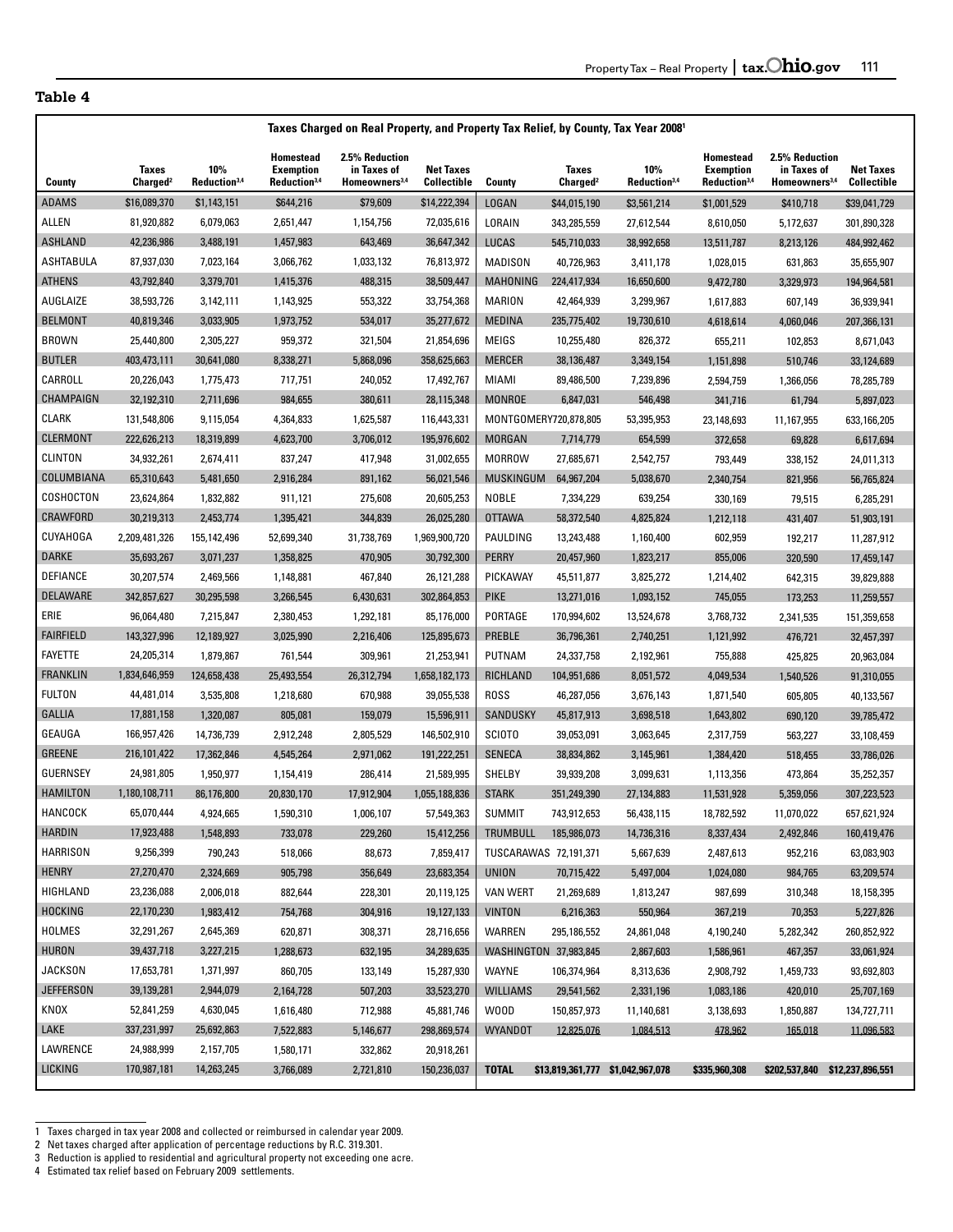**Table 4**

Taxes Charged on Real Property, and Property Tax Relief, by County, Tax Year 2008[1]

| County | Taxes Charged[2] | 10% Reduction[3,4] | Homestead Exemption Reduction[3,4] | 2.5% Reduction in Taxes of Homeowners[3,4] | Net Taxes Collectible | County | Taxes Charged[2] | 10% Reduction[3,4] | Homestead Exemption Reduction[3,4] | 2.5% Reduction in Taxes of Homeowners[3,4] | Net Taxes Collectible |
|---|---|---|---|---|---|---|---|---|---|---|---|
| ADAMS | $16,089,370 | $1,143,151 | $644,216 | $79,609 | $14,222,394 | LOGAN | $44,015,190 | $3,561,214 | $1,001,529 | $410,718 | $39,041,729 |
| ALLEN | 81,920,882 | 6,079,063 | 2,651,447 | 1,154,756 | 72,035,616 | LORAIN | 343,285,559 | 27,612,544 | 8,610,050 | 5,172,637 | 301,890,328 |
| ASHLAND | 42,236,986 | 3,488,191 | 1,457,983 | 643,469 | 36,647,342 | LUCAS | 545,710,033 | 38,992,658 | 13,511,787 | 8,213,126 | 484,992,462 |
| ASHTABULA | 87,937,030 | 7,023,164 | 3,066,762 | 1,033,132 | 76,813,972 | MADISON | 40,726,963 | 3,411,178 | 1,028,015 | 631,863 | 35,655,907 |
| ATHENS | 43,792,840 | 3,379,701 | 1,415,376 | 488,315 | 38,509,447 | MAHONING | 224,417,934 | 16,650,600 | 9,472,780 | 3,329,973 | 194,964,581 |
| AUGLAIZE | 38,593,726 | 3,142,111 | 1,143,925 | 553,322 | 33,754,368 | MARION | 42,464,939 | 3,299,967 | 1,617,883 | 607,149 | 36,939,941 |
| BELMONT | 40,819,346 | 3,033,905 | 1,973,752 | 534,017 | 35,277,672 | MEDINA | 235,775,402 | 19,730,610 | 4,618,614 | 4,060,046 | 207,366,131 |
| BROWN | 25,440,800 | 2,305,227 | 959,372 | 321,504 | 21,854,696 | MEIGS | 10,255,480 | 826,372 | 655,211 | 102,853 | 8,671,043 |
| BUTLER | 403,473,111 | 30,641,080 | 8,338,271 | 5,868,096 | 358,625,663 | MERCER | 38,136,487 | 3,349,154 | 1,151,898 | 510,746 | 33,124,689 |
| CARROLL | 20,226,043 | 1,775,473 | 717,751 | 240,052 | 17,492,767 | MIAMI | 89,486,500 | 7,239,896 | 2,594,759 | 1,366,056 | 78,285,789 |
| CHAMPAIGN | 32,192,310 | 2,711,696 | 984,655 | 380,611 | 28,115,348 | MONROE | 6,847,031 | 546,498 | 341,716 | 61,794 | 5,897,023 |
| CLARK | 131,548,806 | 9,115,054 | 4,364,833 | 1,625,587 | 116,443,331 | MONTGOMERY | 720,878,805 | 53,395,953 | 23,148,693 | 11,167,955 | 633,166,205 |
| CLERMONT | 222,626,213 | 18,319,899 | 4,623,700 | 3,706,012 | 195,976,602 | MORGAN | 7,714,779 | 654,599 | 372,658 | 69,828 | 6,617,694 |
| CLINTON | 34,932,261 | 2,674,411 | 837,247 | 417,948 | 31,002,655 | MORROW | 27,685,671 | 2,542,757 | 793,449 | 338,152 | 24,011,313 |
| COLUMBIANA | 65,310,643 | 5,481,650 | 2,916,284 | 891,162 | 56,021,546 | MUSKINGUM | 64,967,204 | 5,038,670 | 2,340,754 | 821,956 | 56,765,824 |
| COSHOCTON | 23,624,864 | 1,832,882 | 911,121 | 275,608 | 20,605,253 | NOBLE | 7,334,229 | 639,254 | 330,169 | 79,515 | 6,285,291 |
| CRAWFORD | 30,219,313 | 2,453,774 | 1,395,421 | 344,839 | 26,025,280 | OTTAWA | 58,372,540 | 4,825,824 | 1,212,118 | 431,407 | 51,903,191 |
| CUYAHOGA | 2,209,481,326 | 155,142,496 | 52,699,340 | 31,738,769 | 1,969,900,720 | PAULDING | 13,243,488 | 1,160,400 | 602,959 | 192,217 | 11,287,912 |
| DARKE | 35,693,267 | 3,071,237 | 1,358,825 | 470,905 | 30,792,300 | PERRY | 20,457,960 | 1,823,217 | 855,006 | 320,590 | 17,459,147 |
| DEFIANCE | 30,207,574 | 2,469,566 | 1,148,881 | 467,840 | 26,121,288 | PICKAWAY | 45,511,877 | 3,825,272 | 1,214,402 | 642,315 | 39,829,888 |
| DELAWARE | 342,857,627 | 30,295,598 | 3,266,545 | 6,430,631 | 302,864,853 | PIKE | 13,271,016 | 1,093,152 | 745,055 | 173,253 | 11,259,557 |
| ERIE | 96,064,480 | 7,215,847 | 2,380,453 | 1,292,181 | 85,176,000 | PORTAGE | 170,994,602 | 13,524,678 | 3,768,732 | 2,341,535 | 151,359,658 |
| FAIRFIELD | 143,327,996 | 12,189,927 | 3,025,990 | 2,216,406 | 125,895,673 | PREBLE | 36,796,361 | 2,740,251 | 1,121,992 | 476,721 | 32,457,397 |
| FAYETTE | 24,205,314 | 1,879,867 | 761,544 | 309,961 | 21,253,941 | PUTNAM | 24,337,758 | 2,192,961 | 755,888 | 425,825 | 20,963,084 |
| FRANKLIN | 1,834,646,959 | 124,658,438 | 25,493,554 | 26,312,794 | 1,658,182,173 | RICHLAND | 104,951,686 | 8,051,572 | 4,049,534 | 1,540,526 | 91,310,055 |
| FULTON | 44,481,014 | 3,535,808 | 1,218,680 | 670,988 | 39,055,538 | ROSS | 46,287,056 | 3,676,143 | 1,871,540 | 605,805 | 40,133,567 |
| GALLIA | 17,881,158 | 1,320,087 | 805,081 | 159,079 | 15,596,911 | SANDUSKY | 45,817,913 | 3,698,518 | 1,643,802 | 690,120 | 39,785,472 |
| GEAUGA | 166,957,426 | 14,736,739 | 2,912,248 | 2,805,529 | 146,502,910 | SCIOTO | 39,053,091 | 3,063,645 | 2,317,759 | 563,227 | 33,108,459 |
| GREENE | 216,101,422 | 17,362,846 | 4,545,264 | 2,971,062 | 191,222,251 | SENECA | 38,834,862 | 3,145,961 | 1,384,420 | 518,455 | 33,786,026 |
| GUERNSEY | 24,981,805 | 1,950,977 | 1,154,419 | 286,414 | 21,589,995 | SHELBY | 39,939,208 | 3,099,631 | 1,113,356 | 473,864 | 35,252,357 |
| HAMILTON | 1,180,108,711 | 86,176,800 | 20,830,170 | 17,912,904 | 1,055,188,836 | STARK | 351,249,390 | 27,134,883 | 11,531,928 | 5,359,056 | 307,223,523 |
| HANCOCK | 65,070,444 | 4,924,665 | 1,590,310 | 1,006,107 | 57,549,363 | SUMMIT | 743,912,653 | 56,438,115 | 18,782,592 | 11,070,022 | 657,621,924 |
| HARDIN | 17,923,488 | 1,548,893 | 733,078 | 229,260 | 15,412,256 | TRUMBULL | 185,986,073 | 14,736,316 | 8,337,434 | 2,492,846 | 160,419,476 |
| HARRISON | 9,256,399 | 790,243 | 518,066 | 88,673 | 7,859,417 | TUSCARAWAS | 72,191,371 | 5,667,639 | 2,487,613 | 952,216 | 63,083,903 |
| HENRY | 27,270,470 | 2,324,669 | 905,798 | 356,649 | 23,683,354 | UNION | 70,715,422 | 5,497,004 | 1,024,080 | 984,765 | 63,209,574 |
| HIGHLAND | 23,236,088 | 2,006,018 | 882,644 | 228,301 | 20,119,125 | VAN WERT | 21,269,689 | 1,813,247 | 987,699 | 310,348 | 18,158,395 |
| HOCKING | 22,170,230 | 1,983,412 | 754,768 | 304,916 | 19,127,133 | VINTON | 6,216,363 | 550,964 | 367,219 | 70,353 | 5,227,826 |
| HOLMES | 32,291,267 | 2,645,369 | 620,871 | 308,371 | 28,716,656 | WARREN | 295,186,552 | 24,861,048 | 4,190,240 | 5,282,342 | 260,852,922 |
| HURON | 39,437,718 | 3,227,215 | 1,288,673 | 632,195 | 34,289,635 | WASHINGTON | 37,983,845 | 2,867,603 | 1,586,961 | 467,357 | 33,061,924 |
| JACKSON | 17,653,781 | 1,371,997 | 860,705 | 133,149 | 15,287,930 | WAYNE | 106,374,964 | 8,313,636 | 2,908,792 | 1,459,733 | 93,692,803 |
| JEFFERSON | 39,139,281 | 2,944,079 | 2,164,728 | 507,203 | 33,523,270 | WILLIAMS | 29,541,562 | 2,331,196 | 1,083,186 | 420,010 | 25,707,169 |
| KNOX | 52,841,259 | 4,630,045 | 1,616,480 | 712,988 | 45,881,746 | WOOD | 150,857,973 | 11,140,681 | 3,138,693 | 1,850,887 | 134,727,711 |
| LAKE | 337,231,997 | 25,692,863 | 7,522,883 | 5,146,677 | 298,869,574 | WYANDOT | 12,825,076 | 1,084,513 | 478,962 | 165,018 | 11,096,583 |
| LAWRENCE | 24,988,999 | 2,157,705 | 1,580,171 | 332,862 | 20,918,261 | | | | | | |
| LICKING | 170,987,181 | 14,263,245 | 3,766,089 | 2,721,810 | 150,236,037 | **TOTAL** | **$13,819,361,777** | **$1,042,967,078** | **$335,960,308** | **$202,537,840** | **$12,237,896,551** |

1 Taxes charged in tax year 2008 and collected or reimbursed in calendar year 2009.
2 Net taxes charged after application of percentage reductions by R.C. 319.301.
3 Reduction is applied to residential and agricultural property not exceeding one acre.
4 Estimated tax relief based on February 2009 settlements.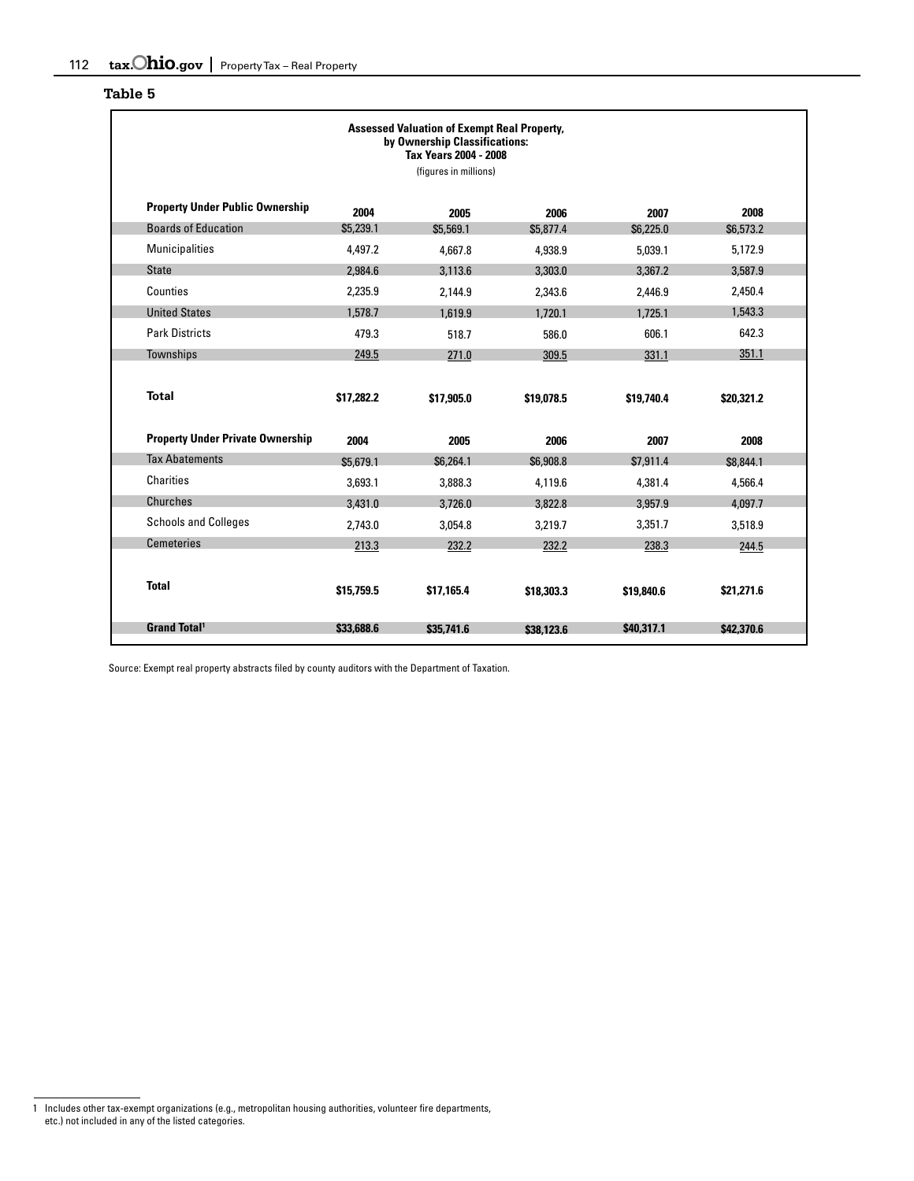**Table 5**

**Assessed Valuation of Exempt Real Property, by Ownership Classifications: Tax Years 2004 - 2008**

(figures in millions)

| Property Under Public Ownership | 2004 | 2005 | 2006 | 2007 | 2008 |
|---|---|---|---|---|---|
| Boards of Education | $5,239.1 | $5,569.1 | $5,877.4 | $6,225.0 | $6,573.2 |
| Municipalities | 4,497.2 | 4,667.8 | 4,938.9 | 5,039.1 | 5,172.9 |
| State | 2,984.6 | 3,113.6 | 3,303.0 | 3,367.2 | 3,587.9 |
| Counties | 2,235.9 | 2,144.9 | 2,343.6 | 2,446.9 | 2,450.4 |
| United States | 1,578.7 | 1,619.9 | 1,720.1 | 1,725.1 | 1,543.3 |
| Park Districts | 479.3 | 518.7 | 586.0 | 606.1 | 642.3 |
| Townships | 249.5 | 271.0 | 309.5 | 331.1 | 351.1 |
| **Total** | **$17,282.2** | **$17,905.0** | **$19,078.5** | **$19,740.4** | **$20,321.2** |
| **Property Under Private Ownership** | **2004** | **2005** | **2006** | **2007** | **2008** |
| Tax Abatements | $5,679.1 | $6,264.1 | $6,908.8 | $7,911.4 | $8,844.1 |
| Charities | 3,693.1 | 3,888.3 | 4,119.6 | 4,381.4 | 4,566.4 |
| Churches | 3,431.0 | 3,726.0 | 3,822.8 | 3,957.9 | 4,097.7 |
| Schools and Colleges | 2,743.0 | 3,054.8 | 3,219.7 | 3,351.7 | 3,518.9 |
| Cemeteries | 213.3 | 232.2 | 232.2 | 238.3 | 244.5 |
| **Total** | **$15,759.5** | **$17,165.4** | **$18,303.3** | **$19,840.6** | **$21,271.6** |
| **Grand Total[1]** | **$33,688.6** | **$35,741.6** | **$38,123.6** | **$40,317.1** | **$42,370.6** |

Source: Exempt real property abstracts filed by county auditors with the Department of Taxation.

1 Includes other tax-exempt organizations (e.g., metropolitan housing authorities, volunteer fire departments, etc.) not included in any of the listed categories.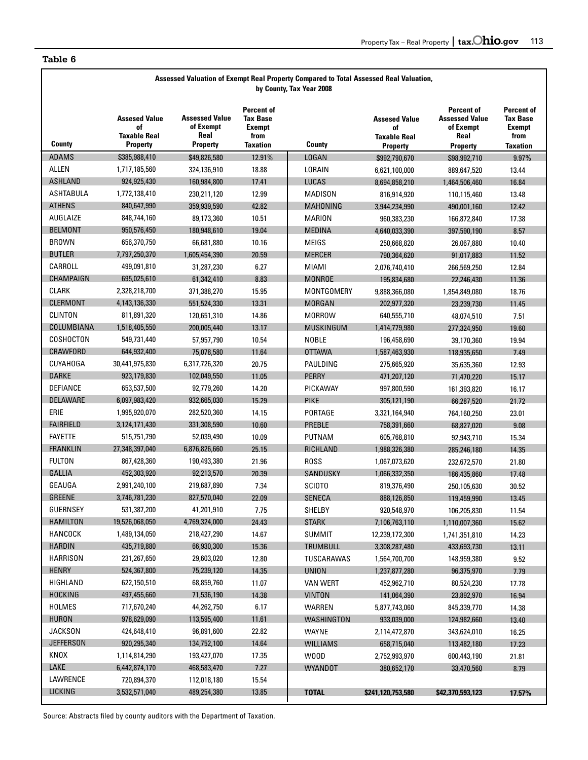**Table 6**

**Assessed Valuation of Exempt Real Property Compared to Total Assessed Real Valuation, by County, Tax Year 2008**

| County | Assesed Value of Taxable Real Property | Assessed Value of Exempt Real Property | Percent of Tax Base Exempt from Taxation | County | Assesed Value of Taxable Real Property | Percent of Assessed Value of Exempt Real Property | Percent of Tax Base Exempt from Taxation |
|---|---|---|---|---|---|---|---|
| ADAMS | $385,988,410 | $49,826,580 | 12.91% | LOGAN | $992,790,670 | $98,992,710 | 9.97% |
| ALLEN | 1,717,185,560 | 324,136,910 | 18.88 | LORAIN | 6,621,100,000 | 889,647,520 | 13.44 |
| ASHLAND | 924,925,430 | 160,984,800 | 17.41 | LUCAS | 8,694,858,210 | 1,464,506,460 | 16.84 |
| ASHTABULA | 1,772,138,410 | 230,211,120 | 12.99 | MADISON | 816,914,920 | 110,115,460 | 13.48 |
| ATHENS | 840,647,990 | 359,939,590 | 42.82 | MAHONING | 3,944,234,990 | 490,001,160 | 12.42 |
| AUGLAIZE | 848,744,160 | 89,173,360 | 10.51 | MARION | 960,383,230 | 166,872,840 | 17.38 |
| BELMONT | 950,576,450 | 180,948,610 | 19.04 | MEDINA | 4,640,033,390 | 397,590,190 | 8.57 |
| BROWN | 656,370,750 | 66,681,880 | 10.16 | MEIGS | 250,668,820 | 26,067,880 | 10.40 |
| BUTLER | 7,797,250,370 | 1,605,454,390 | 20.59 | MERCER | 790,364,620 | 91,017,883 | 11.52 |
| CARROLL | 499,091,810 | 31,287,230 | 6.27 | MIAMI | 2,076,740,410 | 266,569,250 | 12.84 |
| CHAMPAIGN | 695,025,610 | 61,342,410 | 8.83 | MONROE | 195,834,680 | 22,246,430 | 11.36 |
| CLARK | 2,328,218,700 | 371,388,270 | 15.95 | MONTGOMERY | 9,888,366,080 | 1,854,849,080 | 18.76 |
| CLERMONT | 4,143,136,330 | 551,524,330 | 13.31 | MORGAN | 202,977,320 | 23,239,730 | 11.45 |
| CLINTON | 811,891,320 | 120,651,310 | 14.86 | MORROW | 640,555,710 | 48,074,510 | 7.51 |
| COLUMBIANA | 1,518,405,550 | 200,005,440 | 13.17 | MUSKINGUM | 1,414,779,980 | 277,324,950 | 19.60 |
| COSHOCTON | 549,731,440 | 57,957,790 | 10.54 | NOBLE | 196,458,690 | 39,170,360 | 19.94 |
| CRAWFORD | 644,932,400 | 75,078,580 | 11.64 | OTTAWA | 1,587,463,930 | 118,935,650 | 7.49 |
| CUYAHOGA | 30,441,975,830 | 6,317,726,320 | 20.75 | PAULDING | 275,665,920 | 35,635,360 | 12.93 |
| DARKE | 923,179,830 | 102,049,550 | 11.05 | PERRY | 471,207,120 | 71,470,220 | 15.17 |
| DEFIANCE | 653,537,500 | 92,779,260 | 14.20 | PICKAWAY | 997,800,590 | 161,393,820 | 16.17 |
| DELAWARE | 6,097,983,420 | 932,665,030 | 15.29 | PIKE | 305,121,190 | 66,287,520 | 21.72 |
| ERIE | 1,995,920,070 | 282,520,360 | 14.15 | PORTAGE | 3,321,164,940 | 764,160,250 | 23.01 |
| FAIRFIELD | 3,124,171,430 | 331,308,590 | 10.60 | PREBLE | 758,391,660 | 68,827,020 | 9.08 |
| FAYETTE | 515,751,790 | 52,039,490 | 10.09 | PUTNAM | 605,768,810 | 92,943,710 | 15.34 |
| FRANKLIN | 27,348,397,040 | 6,876,826,660 | 25.15 | RICHLAND | 1,988,326,380 | 285,246,180 | 14.35 |
| FULTON | 867,428,360 | 190,493,380 | 21.96 | ROSS | 1,067,073,620 | 232,672,570 | 21.80 |
| GALLIA | 452,303,920 | 92,213,570 | 20.39 | SANDUSKY | 1,066,332,350 | 186,435,860 | 17.48 |
| GEAUGA | 2,991,240,100 | 219,687,890 | 7.34 | SCIOTO | 819,376,490 | 250,105,630 | 30.52 |
| GREENE | 3,746,781,230 | 827,570,040 | 22.09 | SENECA | 888,126,850 | 119,459,990 | 13.45 |
| GUERNSEY | 531,387,200 | 41,201,910 | 7.75 | SHELBY | 920,548,970 | 106,205,830 | 11.54 |
| HAMILTON | 19,526,068,050 | 4,769,324,000 | 24.43 | STARK | 7,106,763,110 | 1,110,007,360 | 15.62 |
| HANCOCK | 1,489,134,050 | 218,427,290 | 14.67 | SUMMIT | 12,239,172,300 | 1,741,351,810 | 14.23 |
| HARDIN | 435,719,880 | 66,930,300 | 15.36 | TRUMBULL | 3,308,287,480 | 433,693,730 | 13.11 |
| HARRISON | 231,267,650 | 29,603,020 | 12.80 | TUSCARAWAS | 1,564,700,700 | 148,959,380 | 9.52 |
| HENRY | 524,367,800 | 75,239,120 | 14.35 | UNION | 1,237,877,280 | 96,375,970 | 7.79 |
| HIGHLAND | 622,150,510 | 68,859,760 | 11.07 | VAN WERT | 452,962,710 | 80,524,230 | 17.78 |
| HOCKING | 497,455,660 | 71,536,190 | 14.38 | VINTON | 141,064,390 | 23,892,970 | 16.94 |
| HOLMES | 717,670,240 | 44,262,750 | 6.17 | WARREN | 5,877,743,060 | 845,339,770 | 14.38 |
| HURON | 978,629,090 | 113,595,400 | 11.61 | WASHINGTON | 933,039,000 | 124,982,660 | 13.40 |
| JACKSON | 424,648,410 | 96,891,600 | 22.82 | WAYNE | 2,114,472,870 | 343,624,010 | 16.25 |
| JEFFERSON | 920,295,340 | 134,752,100 | 14.64 | WILLIAMS | 658,715,040 | 113,482,180 | 17.23 |
| KNOX | 1,114,814,290 | 193,427,070 | 17.35 | WOOD | 2,752,993,970 | 600,443,190 | 21.81 |
| LAKE | 6,442,874,170 | 468,583,470 | 7.27 | WYANDOT | 380,652,170 | 33,470,560 | 8.79 |
| LAWRENCE | 720,894,370 | 112,018,180 | 15.54 | | | | |
| LICKING | 3,532,571,040 | 489,254,380 | 13.85 | **TOTAL** | **$241,120,753,580** | **$42,370,593,123** | **17.57%** |

Source: Abstracts filed by county auditors with the Department of Taxation.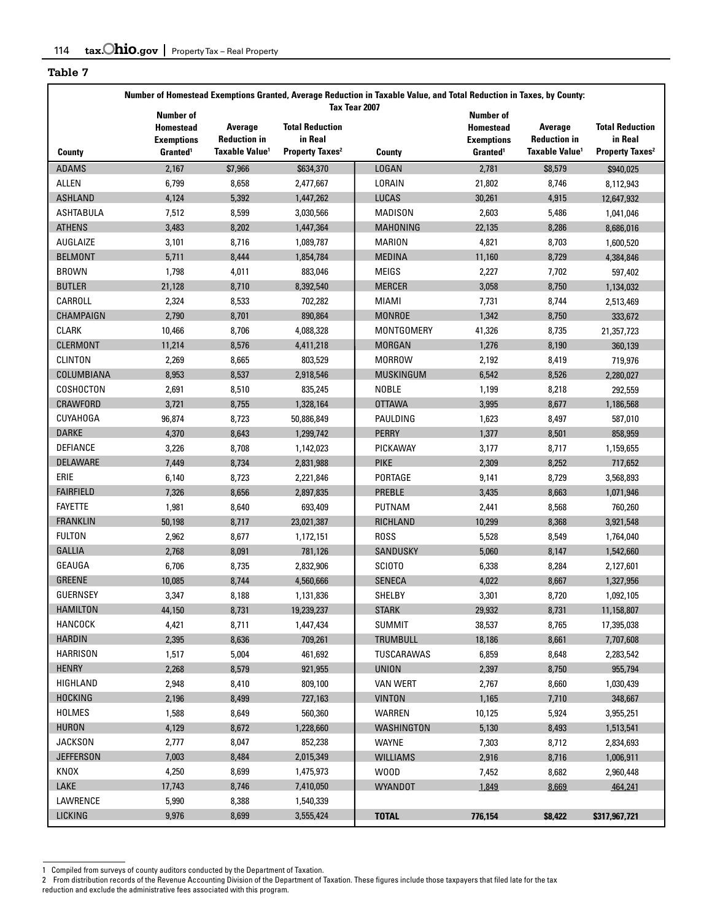**Table 7**

**Number of Homestead Exemptions Granted, Average Reduction in Taxable Value, and Total Reduction in Taxes, by County: Tax Tear 2007**

| County | Number of Homestead Exemptions Granted[1] | Average Reduction in Taxable Value[1] | Total Reduction in Real Property Taxes[2] | County | Number of Homestead Exemptions Granted[1] | Average Reduction in Taxable Value[1] | Total Reduction in Real Property Taxes[2] |
|---|---|---|---|---|---|---|---|
| ADAMS | 2,167 | $7,966 | $634,370 | LOGAN | 2,781 | $8,579 | $940,025 |
| ALLEN | 6,799 | 8,658 | 2,477,667 | LORAIN | 21,802 | 8,746 | 8,112,943 |
| ASHLAND | 4,124 | 5,392 | 1,447,262 | LUCAS | 30,261 | 4,915 | 12,647,932 |
| ASHTABULA | 7,512 | 8,599 | 3,030,566 | MADISON | 2,603 | 5,486 | 1,041,046 |
| ATHENS | 3,483 | 8,202 | 1,447,364 | MAHONING | 22,135 | 8,286 | 8,686,016 |
| AUGLAIZE | 3,101 | 8,716 | 1,089,787 | MARION | 4,821 | 8,703 | 1,600,520 |
| BELMONT | 5,711 | 8,444 | 1,854,784 | MEDINA | 11,160 | 8,729 | 4,384,846 |
| BROWN | 1,798 | 4,011 | 883,046 | MEIGS | 2,227 | 7,702 | 597,402 |
| BUTLER | 21,128 | 8,710 | 8,392,540 | MERCER | 3,058 | 8,750 | 1,134,032 |
| CARROLL | 2,324 | 8,533 | 702,282 | MIAMI | 7,731 | 8,744 | 2,513,469 |
| CHAMPAIGN | 2,790 | 8,701 | 890,864 | MONROE | 1,342 | 8,750 | 333,672 |
| CLARK | 10,466 | 8,706 | 4,088,328 | MONTGOMERY | 41,326 | 8,735 | 21,357,723 |
| CLERMONT | 11,214 | 8,576 | 4,411,218 | MORGAN | 1,276 | 8,190 | 360,139 |
| CLINTON | 2,269 | 8,665 | 803,529 | MORROW | 2,192 | 8,419 | 719,976 |
| COLUMBIANA | 8,953 | 8,537 | 2,918,546 | MUSKINGUM | 6,542 | 8,526 | 2,280,027 |
| COSHOCTON | 2,691 | 8,510 | 835,245 | NOBLE | 1,199 | 8,218 | 292,559 |
| CRAWFORD | 3,721 | 8,755 | 1,328,164 | OTTAWA | 3,995 | 8,677 | 1,186,568 |
| CUYAHOGA | 96,874 | 8,723 | 50,886,849 | PAULDING | 1,623 | 8,497 | 587,010 |
| DARKE | 4,370 | 8,643 | 1,299,742 | PERRY | 1,377 | 8,501 | 858,959 |
| DEFIANCE | 3,226 | 8,708 | 1,142,023 | PICKAWAY | 3,177 | 8,717 | 1,159,655 |
| DELAWARE | 7,449 | 8,734 | 2,831,988 | PIKE | 2,309 | 8,252 | 717,652 |
| ERIE | 6,140 | 8,723 | 2,221,846 | PORTAGE | 9,141 | 8,729 | 3,568,893 |
| FAIRFIELD | 7,326 | 8,656 | 2,897,835 | PREBLE | 3,435 | 8,663 | 1,071,946 |
| FAYETTE | 1,981 | 8,640 | 693,409 | PUTNAM | 2,441 | 8,568 | 760,260 |
| FRANKLIN | 50,198 | 8,717 | 23,021,387 | RICHLAND | 10,299 | 8,368 | 3,921,548 |
| FULTON | 2,962 | 8,677 | 1,172,151 | ROSS | 5,528 | 8,549 | 1,764,040 |
| GALLIA | 2,768 | 8,091 | 781,126 | SANDUSKY | 5,060 | 8,147 | 1,542,660 |
| GEAUGA | 6,706 | 8,735 | 2,832,906 | SCIOTO | 6,338 | 8,284 | 2,127,601 |
| GREENE | 10,085 | 8,744 | 4,560,666 | SENECA | 4,022 | 8,667 | 1,327,956 |
| GUERNSEY | 3,347 | 8,188 | 1,131,836 | SHELBY | 3,301 | 8,720 | 1,092,105 |
| HAMILTON | 44,150 | 8,731 | 19,239,237 | STARK | 29,932 | 8,731 | 11,158,807 |
| HANCOCK | 4,421 | 8,711 | 1,447,434 | SUMMIT | 38,537 | 8,765 | 17,395,038 |
| HARDIN | 2,395 | 8,636 | 709,261 | TRUMBULL | 18,186 | 8,661 | 7,707,608 |
| HARRISON | 1,517 | 5,004 | 461,692 | TUSCARAWAS | 6,859 | 8,648 | 2,283,542 |
| HENRY | 2,268 | 8,579 | 921,955 | UNION | 2,397 | 8,750 | 955,794 |
| HIGHLAND | 2,948 | 8,410 | 809,100 | VAN WERT | 2,767 | 8,660 | 1,030,439 |
| HOCKING | 2,196 | 8,499 | 727,163 | VINTON | 1,165 | 7,710 | 348,667 |
| HOLMES | 1,588 | 8,649 | 560,360 | WARREN | 10,125 | 5,924 | 3,955,251 |
| HURON | 4,129 | 8,672 | 1,228,660 | WASHINGTON | 5,130 | 8,493 | 1,513,541 |
| JACKSON | 2,777 | 8,047 | 852,238 | WAYNE | 7,303 | 8,712 | 2,834,693 |
| JEFFERSON | 7,003 | 8,484 | 2,015,349 | WILLIAMS | 2,916 | 8,716 | 1,006,911 |
| KNOX | 4,250 | 8,699 | 1,475,973 | WOOD | 7,452 | 8,682 | 2,960,448 |
| LAKE | 17,743 | 8,746 | 7,410,050 | WYANDOT | 1,849 | 8,669 | 464,241 |
| LAWRENCE | 5,990 | 8,388 | 1,540,339 | | | | |
| LICKING | 9,976 | 8,699 | 3,555,424 | **TOTAL** | **776,154** | **$8,422** | **$317,967,721** |

1 Compiled from surveys of county auditors conducted by the Department of Taxation.

2 From distribution records of the Revenue Accounting Division of the Department of Taxation. These figures include those taxpayers that filed late for the tax reduction and exclude the administrative fees associated with this program.